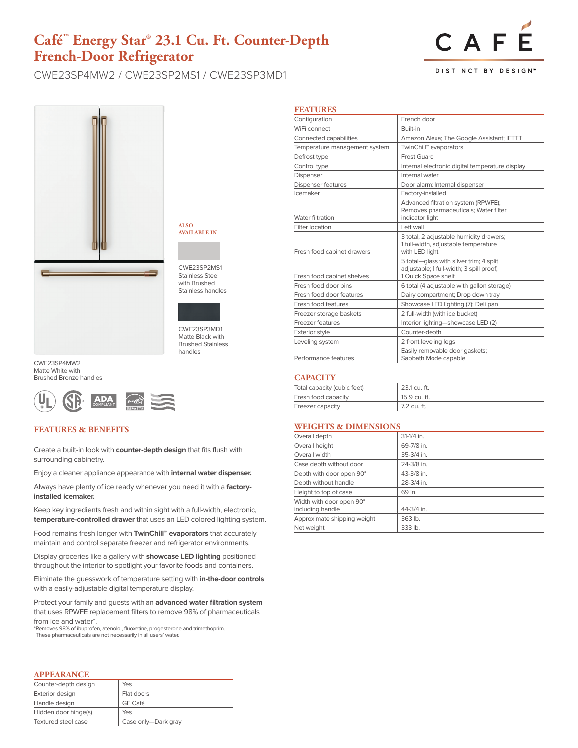# Café™ Energy Star® 23.1 Cu. Ft. Counter-Depth French-Door Refrigerator

CWE23SP4MW2 / CWE23SP2MS1 / CWE23SP3MD1

CAFÉ

DISTINCT BY DESIGN™

CWE23SP4MW2
Matte White with
Brushed Bronze handles

ALSO AVAILABLE IN

CWE23SP2MS1
Stainless Steel
with Brushed
Stainless handles

CWE23SP3MD1
Matte Black with
Brushed Stainless
handles

## FEATURES & BENEFITS

Create a built-in look with **counter-depth design** that fits flush with surrounding cabinetry.

Enjoy a cleaner appliance appearance with **internal water dispenser.**

Always have plenty of ice ready whenever you need it with a **factory-installed icemaker.**

Keep key ingredients fresh and within sight with a full-width, electronic, **temperature-controlled drawer** that uses an LED colored lighting system.

Food remains fresh longer with **TwinChill™ evaporators** that accurately maintain and control separate freezer and refrigerator environments.

Display groceries like a gallery with **showcase LED lighting** positioned throughout the interior to spotlight your favorite foods and containers.

Eliminate the guesswork of temperature setting with **in-the-door controls** with a easily-adjustable digital temperature display.

Protect your family and guests with an **advanced water filtration system** that uses RPWFE replacement filters to remove 98% of pharmaceuticals from ice and water*.

*Removes 98% of ibuprofen, atenolol, fluoxetine, progesterone and trimethoprim. These pharmaceuticals are not necessarily in all users' water.

## APPEARANCE

| | |
|---|---|
| Counter-depth design | Yes |
| Exterior design | Flat doors |
| Handle design | GE Café |
| Hidden door hinge(s) | Yes |
| Textured steel case | Case only—Dark gray |

## FEATURES

| | |
|---|---|
| Configuration | French door |
| WiFi connect | Built-in |
| Connected capabilities | Amazon Alexa; The Google Assistant; IFTTT |
| Temperature management system | TwinChill™ evaporators |
| Defrost type | Frost Guard |
| Control type | Internal electronic digital temperature display |
| Dispenser | Internal water |
| Dispenser features | Door alarm; Internal dispenser |
| Icemaker | Factory-installed |
| Water filtration | Advanced filtration system (RPWFE); Removes pharmaceuticals; Water filter indicator light |
| Filter location | Left wall |
| Fresh food cabinet drawers | 3 total; 2 adjustable humidity drawers; 1 full-width, adjustable temperature with LED light |
| Fresh food cabinet shelves | 5 total—glass with silver trim; 4 split adjustable; 1 full-width; 3 spill proof; 1 Quick Space shelf |
| Fresh food door bins | 6 total (4 adjustable with gallon storage) |
| Fresh food door features | Dairy compartment; Drop down tray |
| Fresh food features | Showcase LED lighting (7); Deli pan |
| Freezer storage baskets | 2 full-width (with ice bucket) |
| Freezer features | Interior lighting—showcase LED (2) |
| Exterior style | Counter-depth |
| Leveling system | 2 front leveling legs |
| Performance features | Easily removable door gaskets; Sabbath Mode capable |

## CAPACITY

| | |
|---|---|
| Total capacity (cubic feet) | 23.1 cu. ft. |
| Fresh food capacity | 15.9 cu. ft. |
| Freezer capacity | 7.2 cu. ft. |

## WEIGHTS & DIMENSIONS

| | |
|---|---|
| Overall depth | 31-1/4 in. |
| Overall height | 69-7/8 in. |
| Overall width | 35-3/4 in. |
| Case depth without door | 24-3/8 in. |
| Depth with door open 90° | 43-3/8 in. |
| Depth without handle | 28-3/4 in. |
| Height to top of case | 69 in. |
| Width with door open 90° including handle | 44-3/4 in. |
| Approximate shipping weight | 363 lb. |
| Net weight | 333 lb. |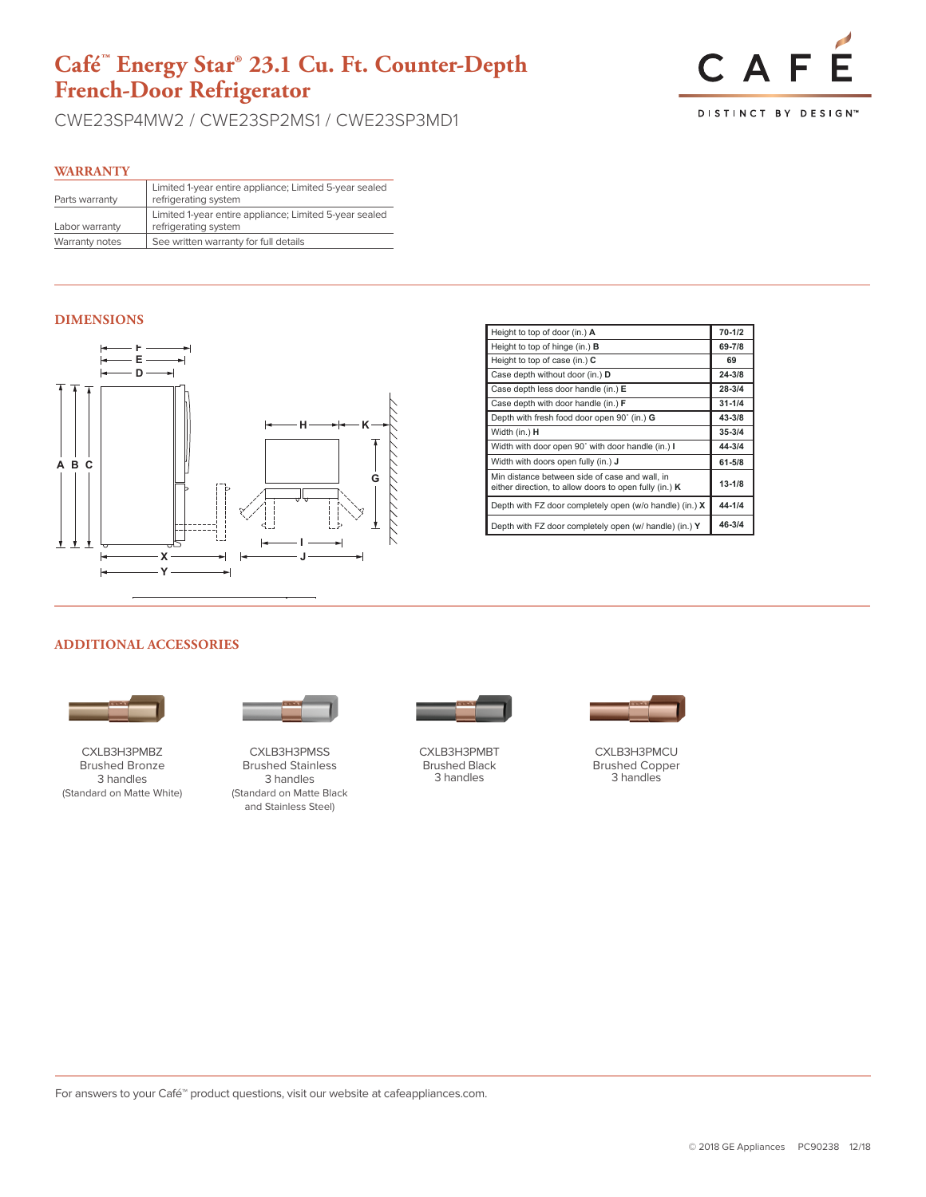# Café™ Energy Star® 23.1 Cu. Ft. Counter-Depth French-Door Refrigerator

CWE23SP4MW2 / CWE23SP2MS1 / CWE23SP3MD1

CAFÉ

DISTINCT BY DESIGN™

## WARRANTY

| | |
|---|---|
| Parts warranty | Limited 1-year entire appliance; Limited 5-year sealed refrigerating system |
| Labor warranty | Limited 1-year entire appliance; Limited 5-year sealed refrigerating system |
| Warranty notes | See written warranty for full details |

## DIMENSIONS

F
E
D
A B C
H
K
G
I
J
X
Y

| | |
|---|---|
| Height to top of door (in.) **A** | **70-1/2** |
| Height to top of hinge (in.) **B** | **69-7/8** |
| Height to top of case (in.) **C** | **69** |
| Case depth without door (in.) **D** | **24-3/8** |
| Case depth less door handle (in.) **E** | **28-3/4** |
| Case depth with door handle (in.) **F** | **31-1/4** |
| Depth with fresh food door open 90˚ (in.) **G** | **43-3/8** |
| Width (in.) **H** | **35-3/4** |
| Width with door open 90˚ with door handle (in.) **I** | **44-3/4** |
| Width with doors open fully (in.) **J** | **61-5/8** |
| Min distance between side of case and wall, in either direction, to allow doors to open fully (in.) **K** | **13-1/8** |
| Depth with FZ door completely open (w/o handle) (in.) **X** | **44-1/4** |
| Depth with FZ door completely open (w/ handle) (in.) **Y** | **46-3/4** |

## ADDITIONAL ACCESSORIES

CXLB3H3PMBZ
Brushed Bronze
3 handles
(Standard on Matte White)

CXLB3H3PMSS
Brushed Stainless
3 handles
(Standard on Matte Black and Stainless Steel)

CXLB3H3PMBT
Brushed Black
3 handles

CXLB3H3PMCU
Brushed Copper
3 handles

For answers to your Café™ product questions, visit our website at cafeappliances.com.

© 2018 GE Appliances PC90238 12/18